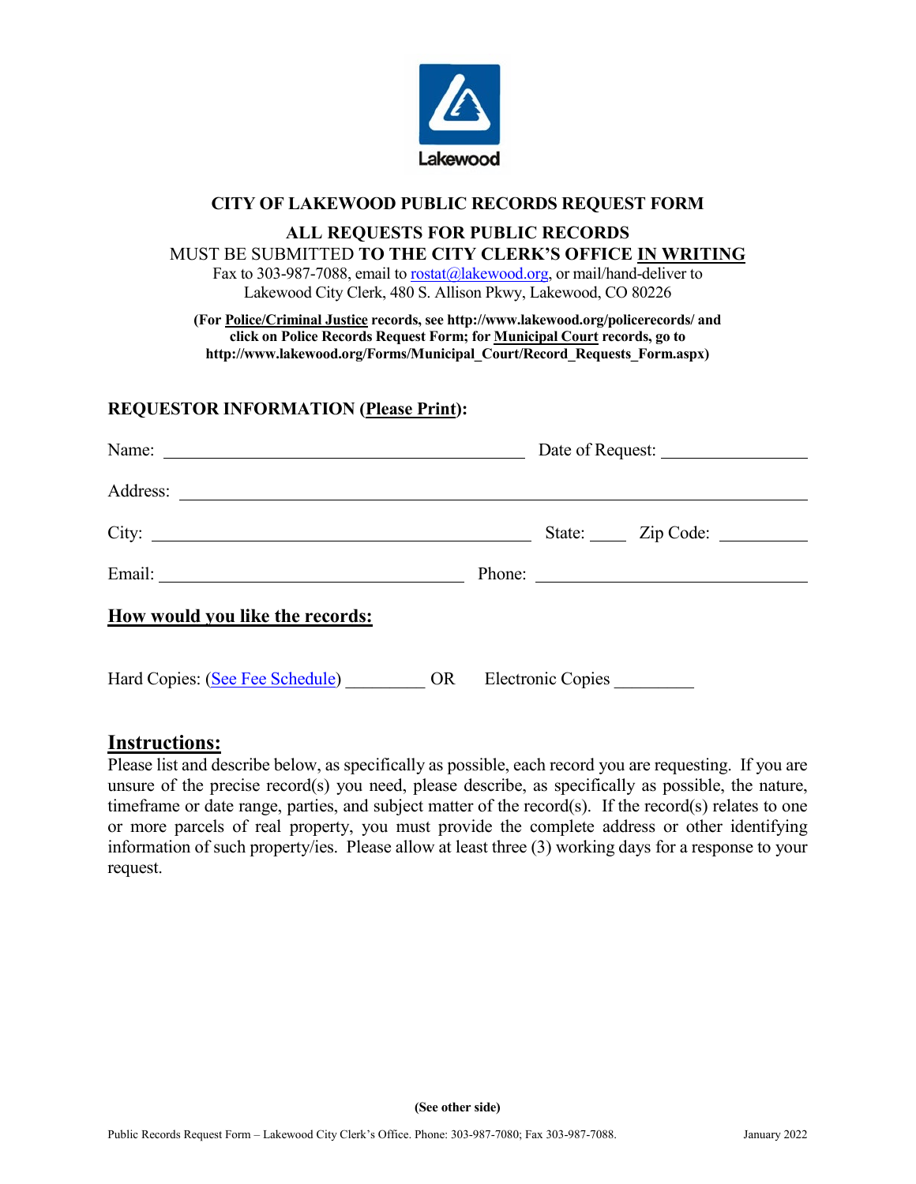Lakewood

# CITY OF LAKEWOOD PUBLIC RECORDS REQUEST FORM

**ALL REQUESTS FOR PUBLIC RECORDS**
MUST BE SUBMITTED **TO THE CITY CLERK'S OFFICE IN WRITING**
Fax to 303-987-7088, email to rostat@lakewood.org, or mail/hand-deliver to
Lakewood City Clerk, 480 S. Allison Pkwy, Lakewood, CO 80226

**(For Police/Criminal Justice records, see http://www.lakewood.org/policerecords/ and click on Police Records Request Form; for Municipal Court records, go to http://www.lakewood.org/Forms/Municipal_Court/Record_Requests_Form.aspx)**

**REQUESTOR INFORMATION (Please Print):**

Name: ______________________________ Date of Request: ______________

Address: ______________________________________________________

City: ______________________________ State: ____ Zip Code: ________

Email: __________________________ Phone: _______________________

**How would you like the records:**

Hard Copies: (See Fee Schedule) ________ OR Electronic Copies ________

## Instructions:

Please list and describe below, as specifically as possible, each record you are requesting. If you are unsure of the precise record(s) you need, please describe, as specifically as possible, the nature, timeframe or date range, parties, and subject matter of the record(s). If the record(s) relates to one or more parcels of real property, you must provide the complete address or other identifying information of such property/ies. Please allow at least three (3) working days for a response to your request.

**(See other side)**

Public Records Request Form – Lakewood City Clerk's Office. Phone: 303-987-7080; Fax 303-987-7088. January 2022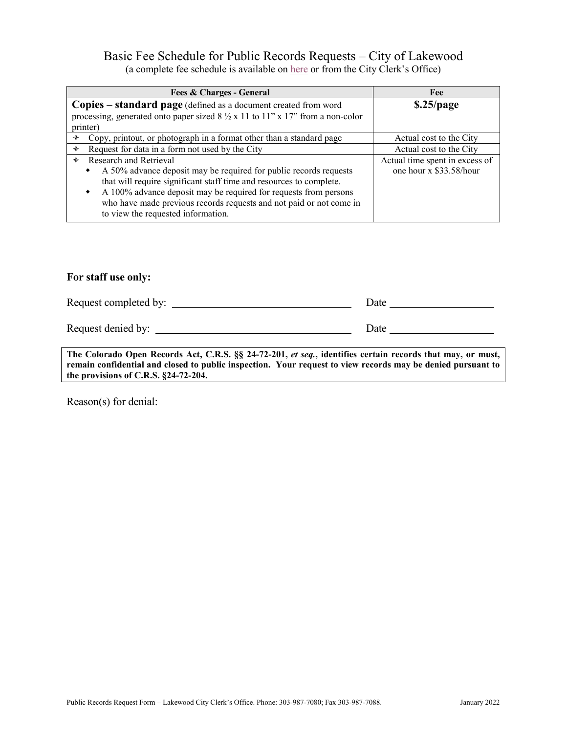# Basic Fee Schedule for Public Records Requests – City of Lakewood

(a complete fee schedule is available on here or from the City Clerk's Office)

| Fees & Charges - General | Fee |
|---|---|
| **Copies – standard page** (defined as a document created from word processing, generated onto paper sized 8 ½ x 11 to 11" x 17" from a non-color printer) | **$.25/page** |
| ✧ Copy, printout, or photograph in a format other than a standard page | Actual cost to the City |
| ✧ Request for data in a form not used by the City | Actual cost to the City |
| ✧ Research and Retrieval<br>◆ A 50% advance deposit may be required for public records requests that will require significant staff time and resources to complete.<br>◆ A 100% advance deposit may be required for requests from persons who have made previous records requests and not paid or not come in to view the requested information. | Actual time spent in excess of one hour x $33.58/hour |

**For staff use only:**

Request completed by: ______________________ Date ______________

Request denied by: ______________________ Date ______________

**The Colorado Open Records Act, C.R.S. §§ 24-72-201, *et seq.*, identifies certain records that may, or must, remain confidential and closed to public inspection. Your request to view records may be denied pursuant to the provisions of C.R.S. §24-72-204.**

Reason(s) for denial: